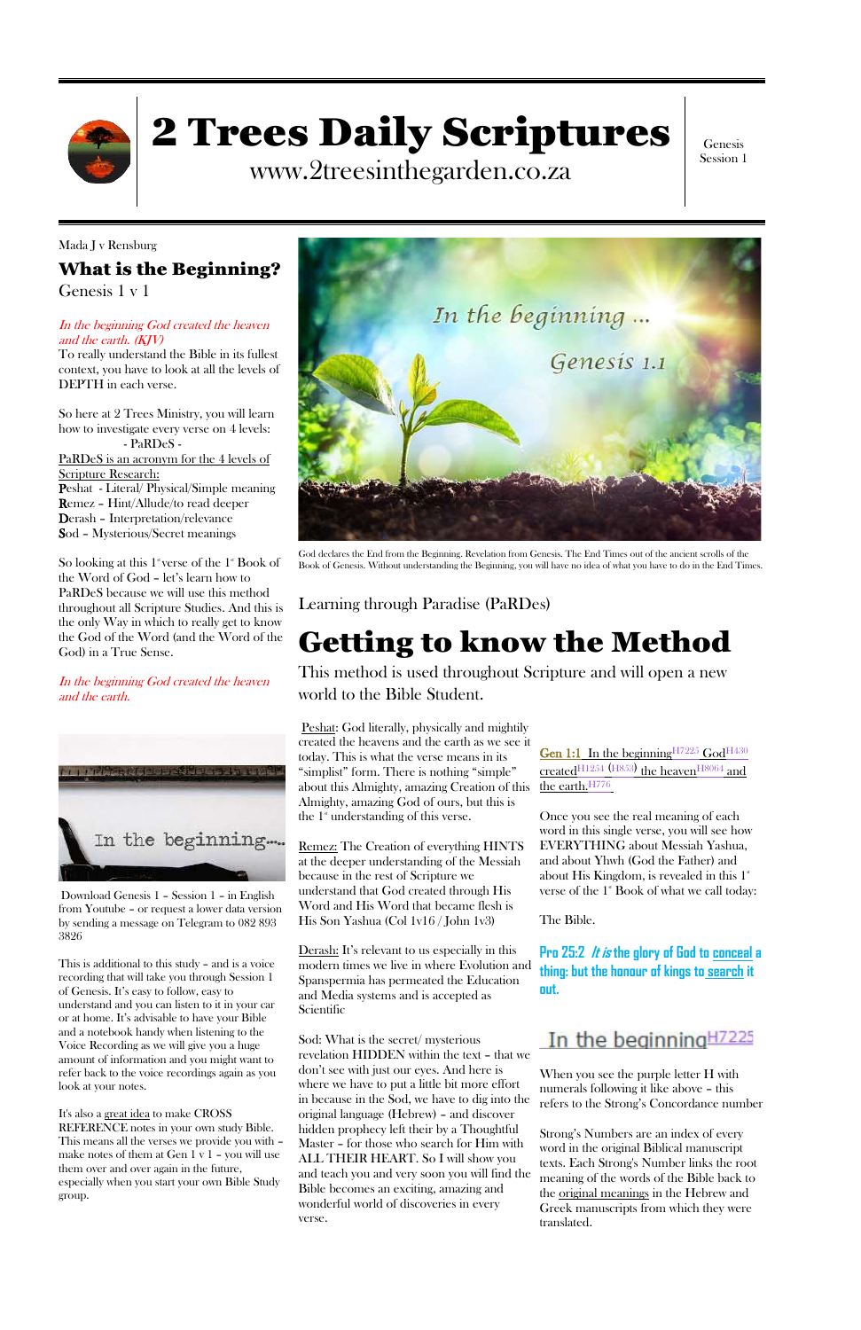# 2 Trees Daily Scriptures

www.2treesinthegarden.co.za

Genesis Session 1

Mada J v Rensburg

## What is the Beginning?

Genesis 1 v 1

*In the beginning God created the heaven and the earth. (KJV)*

To really understand the Bible in its fullest context, you have to look at all the levels of DEPTH in each verse.

So here at 2 Trees Ministry, you will learn how to investigate every verse on 4 levels:

- PaRDeS -

PaRDeS is an acronym for the 4 levels of Scripture Research:

**P**eshat - Literal/ Physical/Simple meaning
**R**emez – Hint/Allude/to read deeper
**D**erash – Interpretation/relevance
**S**od – Mysterious/Secret meanings

So looking at this 1st verse of the 1st Book of the Word of God – let's learn how to PaRDeS because we will use this method throughout all Scripture Studies. And this is the only Way in which to really get to know the God of the Word (and the Word of the God) in a True Sense.

*In the beginning God created the heaven and the earth.*

Download Genesis 1 – Session 1 – in English from Youtube – or request a lower data version by sending a message on Telegram to 082 893 3826

This is additional to this study – and is a voice recording that will take you through Session 1 of Genesis. It's easy to follow, easy to understand and you can listen to it in your car or at home. It's advisable to have your Bible and a notebook handy when listening to the Voice Recording as we will give you a huge amount of information and you might want to refer back to the voice recordings again as you look at your notes.

It's also a great idea to make CROSS REFERENCE notes in your own study Bible. This means all the verses we provide you with – make notes of them at Gen 1 v 1 – you will use them over and over again in the future, especially when you start your own Bible Study group.

God declares the End from the Beginning. Revelation from Genesis. The End Times out of the ancient scrolls of the Book of Genesis. Without understanding the Beginning, you will have no idea of what you have to do in the End Times.

Learning through Paradise (PaRDes)

# Getting to know the Method

This method is used throughout Scripture and will open a new world to the Bible Student.

Peshat: God literally, physically and mightily created the heavens and the earth as we see it today. This is what the verse means in its "simplist" form. There is nothing "simple" about this Almighty, amazing Creation of this Almighty, amazing God of ours, but this is the 1st understanding of this verse.

Remez: The Creation of everything HINTS at the deeper understanding of the Messiah because in the rest of Scripture we understand that God created through His Word and His Word that became flesh is His Son Yashua (Col 1v16 / John 1v3)

Derash: It's relevant to us especially in this modern times we live in where Evolution and Spanspermia has permeated the Education and Media systems and is accepted as Scientific

Sod: What is the secret/ mysterious revelation HIDDEN within the text – that we don't see with just our eyes. And here is where we have to put a little bit more effort in because in the Sod, we have to dig into the original language (Hebrew) – and discover hidden prophecy left their by a Thoughtful Master – for those who search for Him with ALL THEIR HEART. So I will show you and teach you and very soon you will find the Bible becomes an exciting, amazing and wonderful world of discoveries in every verse.

Gen 1:1 In the beginning H7225 God H430 created H1254 (H853) the heaven H8064 and the earth. H776

Once you see the real meaning of each word in this single verse, you will see how EVERYTHING about Messiah Yashua, and about Yhwh (God the Father) and about His Kingdom, is revealed in this 1st verse of the 1st Book of what we call today:

The Bible.

**Pro 25:2 *It is* the glory of God to conceal a thing: but the honour of kings to search it out.**

In the beginning H7225

When you see the purple letter H with numerals following it like above – this refers to the Strong's Concordance number

Strong's Numbers are an index of every word in the original Biblical manuscript texts. Each Strong's Number links the root meaning of the words of the Bible back to the original meanings in the Hebrew and Greek manuscripts from which they were translated.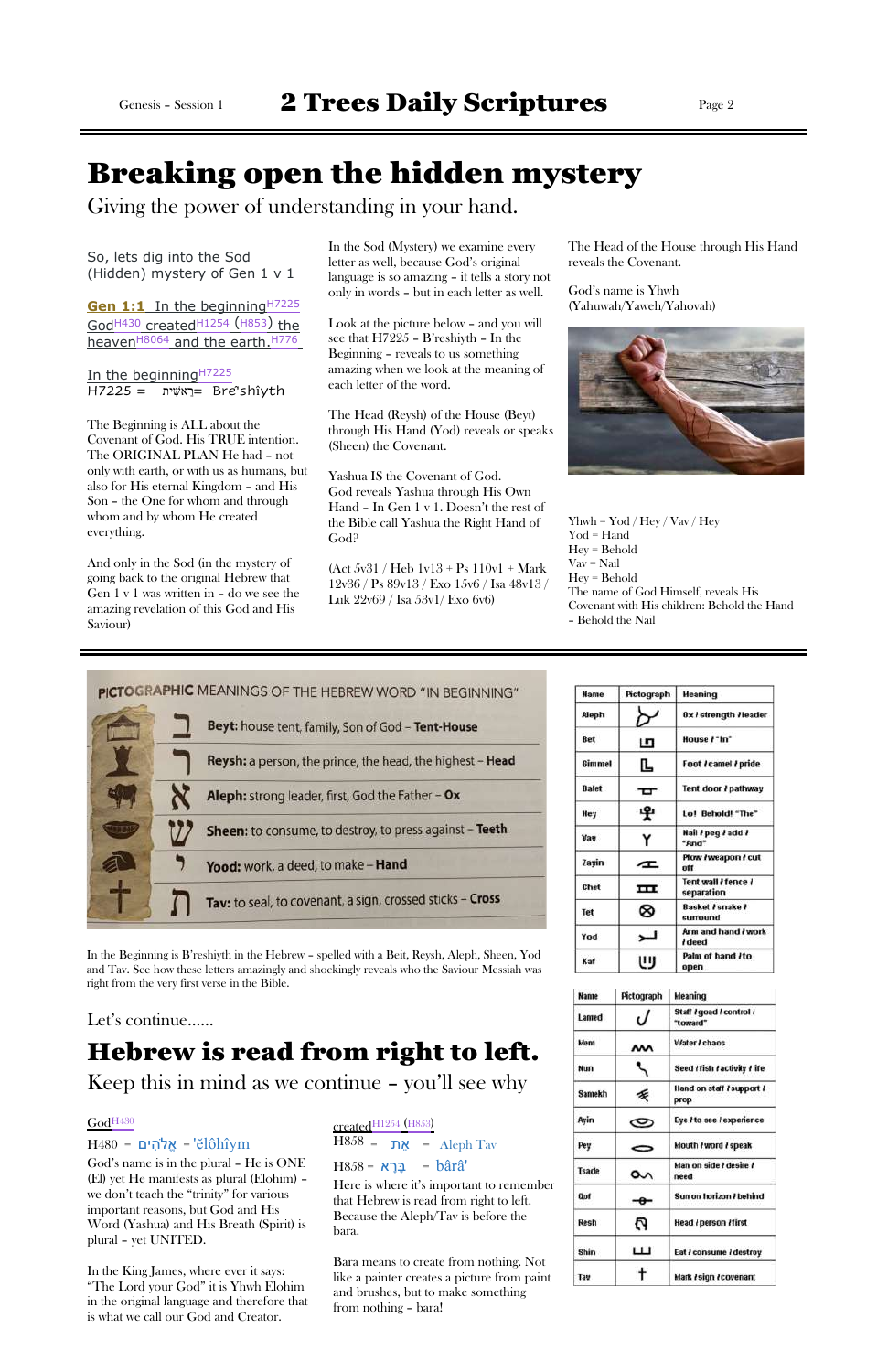# Breaking open the hidden mystery

Giving the power of understanding in your hand.

So, lets dig into the Sod (Hidden) mystery of Gen 1 v 1

**Gen 1:1** In the beginning[H7225] God[H430] created[H1254] (H853) the heaven[H8064] and the earth.[H776]

In the beginning[H7225]
H7225 = רֵאשִׁית = Bre'shîyth

The Beginning is ALL about the Covenant of God. His TRUE intention. The ORIGINAL PLAN He had – not only with earth, or with us as humans, but also for His eternal Kingdom – and His Son – the One for whom and through whom and by whom He created everything.

And only in the Sod (in the mystery of going back to the original Hebrew that Gen 1 v 1 was written in – do we see the amazing revelation of this God and His Saviour)

In the Sod (Mystery) we examine every letter as well, because God's original language is so amazing – it tells a story not only in words – but in each letter as well.

Look at the picture below – and you will see that H7225 – B'reshiyth – In the Beginning – reveals to us something amazing when we look at the meaning of each letter of the word.

The Head (Reysh) of the House (Beyt) through His Hand (Yod) reveals or speaks (Sheen) the Covenant.

Yashua IS the Covenant of God.
God reveals Yashua through His Own Hand – In Gen 1 v 1. Doesn't the rest of the Bible call Yashua the Right Hand of God?

(Act 5v31 / Heb 1v13 + Ps 110v1 + Mark 12v36 / Ps 89v13 / Exo 15v6 / Isa 48v13 / Luk 22v69 / Isa 53v1/ Exo 6v6)

The Head of the House through His Hand reveals the Covenant.

God's name is Yhwh (Yahuwah/Yaweh/Yahovah)

Yhwh = Yod / Hey / Vav / Hey
Yod = Hand
Hey = Behold
Vav = Nail
Hey = Behold
The name of God Himself, reveals His Covenant with His children: Behold the Hand – Behold the Nail

PICTOGRAPHIC MEANINGS OF THE HEBREW WORD "IN BEGINNING"

- **Beyt:** house tent, family, Son of God – **Tent-House**
- **Reysh:** a person, the prince, the head, the highest – **Head**
- **Aleph:** strong leader, first, God the Father – **Ox**
- **Sheen:** to consume, to destroy, to press against – **Teeth**
- **Yood:** work, a deed, to make – **Hand**
- **Tav:** to seal, to covenant, a sign, crossed sticks – **Cross**

In the Beginning is B'reshiyth in the Hebrew – spelled with a Beit, Reysh, Aleph, Sheen, Yod and Tav. See how these letters amazingly and shockingly reveals who the Saviour Messiah was right from the very first verse in the Bible.

| Name | Pictograph | Meaning |
|---|---|---|
| Aleph | | Ox / strength / leader |
| Bet | | House / "In" |
| Gimmel | | Foot / camel / pride |
| Dalet | | Tent door / pathway |
| Hey | | Lo! Behold! "The" |
| Vav | | Nail / peg / add / "And" |
| Zayin | | Plow / weapon / cut off |
| Chet | | Tent wall / fence / separation |
| Tet | | Basket / snake / surround |
| Yod | | Arm and hand / work / deed |
| Kaf | | Palm of hand / to open |
| Lamed | | Staff / goad / control / "toward" |
| Mem | | Water / chaos |
| Nun | | Seed / fish / activity / life |
| Samekh | | Hand on staff / support / prop |
| Ayin | | Eye / to see / experience |
| Pey | | Mouth / word / speak |
| Tsade | | Man on side / desire / need |
| Qof | | Sun on horizon / behind |
| Resh | | Head / person / first |
| Shin | | Eat / consume / destroy |
| Tav | | Mark / sign / covenant |

Let's continue......

# Hebrew is read from right to left.

Keep this in mind as we continue – you'll see why

God[H430]
H480 – אֱלֹהִים – 'ĕlôhîym

God's name is in the plural - He is ONE (El) yet He manifests as plural (Elohim) – we don't teach the "trinity" for various important reasons, but God and His Word (Yashua) and His Breath (Spirit) is plural - yet UNITED.

In the King James, where ever it says: "The Lord your God" it is Yhwh Elohim in the original language and therefore that is what we call our God and Creator.

created[H1254] (H853)
H858 – אֵת – Aleph Tav
H858 – בָּרָא – bârâ'

Here is where it's important to remember that Hebrew is read from right to left. Because the Aleph/Tav is before the bara.

Bara means to create from nothing. Not like a painter creates a picture from paint and brushes, but to make something from nothing – bara!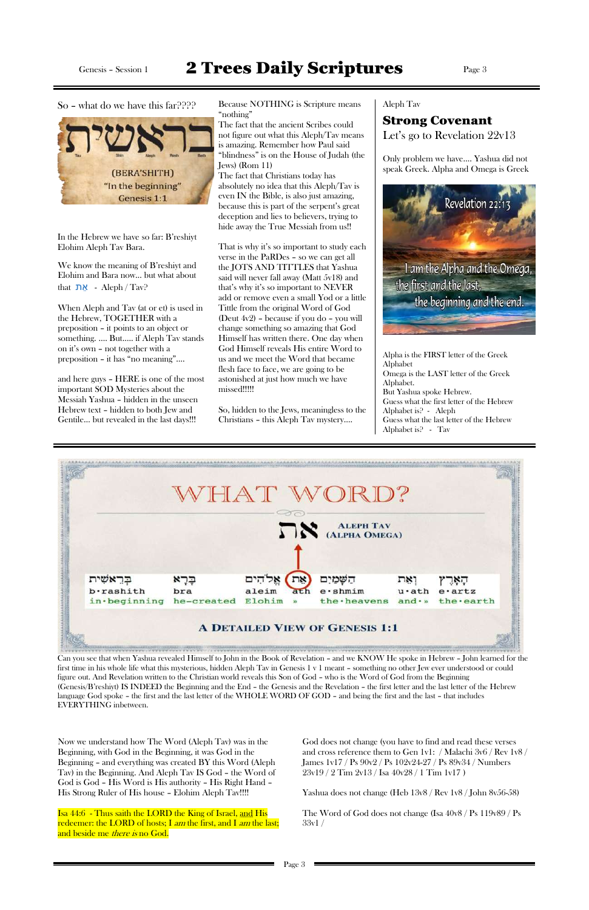So – what do we have this far????

בראשית

(BERA'SHITH)
"In the beginning"
Genesis 1:1

In the Hebrew we have so far: B'reshiyt Elohim Aleph Tav Bara.

We know the meaning of B'reshiyt and Elohim and Bara now... but what about that את - Aleph / Tav?

When Aleph and Tav (at or et) is used in the Hebrew, TOGETHER with a preposition – it points to an object or something. .... But..... if Aleph Tav stands on it's own – not together with a preposition – it has "no meaning"....

and here guys – HERE is one of the most important SOD Mysteries about the Messiah Yashua – hidden in the unseen Hebrew text – hidden to both Jew and Gentile... but revealed in the last days!!!

Because NOTHING is Scripture means "nothing"
The fact that the ancient Scribes could not figure out what this Aleph/Tav means is amazing. Remember how Paul said "blindness" is on the House of Judah (the Jews) (Rom 11)
The fact that Christians today has absolutely no idea that this Aleph/Tav is even IN the Bible, is also just amazing, because this is part of the serpent's great deception and lies to believers, trying to hide away the True Messiah from us!!

That is why it's so important to study each verse in the PaRDes – so we can get all the JOTS AND TITTLES that Yashua said will never fall away (Matt 5v18) and that's why it's so important to NEVER add or remove even a small Yod or a little Tittle from the original Word of God (Deut 4v2) – because if you do – you will change something so amazing that God Himself has written there. One day when God Himself reveals His entire Word to us and we meet the Word that became flesh face to face, we are going to be astonished at just how much we have missed!!!!!

So, hidden to the Jews, meaningless to the Christians – this Aleph Tav mystery....

Aleph Tav

## Strong Covenant

Let's go to Revelation 22v13

Only problem we have.... Yashua did not speak Greek. Alpha and Omega is Greek

Revelation 22:13
I am the Alpha and the Omega, the first and the last, the beginning and the end.

Alpha is the FIRST letter of the Greek Alphabet
Omega is the LAST letter of the Greek Alphabet.
But Yashua spoke Hebrew.
Guess what the first letter of the Hebrew Alphabet is? - Aleph
Guess what the last letter of the Hebrew Alphabet is? - Tav

WHAT WORD?

את ALEPH TAV (ALPHA OMEGA)

| בְּרֵאשִׁית | בָּרָא | אֱלֹהִים | אֵת | הַשָּׁמַיִם | וְאֵת | הָאָרֶץ |
|---|---|---|---|---|---|---|
| b·rashith | bra | aleim | ath | e·shmim | u·ath | e·artz |
| in·beginning | he-created | Elohim | » | the·heavens | and·» | the·earth |

A DETAILED VIEW OF GENESIS 1:1

Can you see that when Yashua revealed Himself to John in the Book of Revelation – and we KNOW He spoke in Hebrew – John learned for the first time in his whole life what this mysterious, hidden Aleph Tav in Genesis 1 v 1 meant – something no other Jew ever understood or could figure out. And Revelation written to the Christian world reveals this Son of God – who is the Word of God from the Beginning (Genesis/B'reshiyt) IS INDEED the Beginning and the End – the Genesis and the Revelation – the first letter and the last letter of the Hebrew language God spoke – the first and the last letter of the WHOLE WORD OF GOD – and being the first and the last – that includes EVERYTHING inbetween.

Now we understand how The Word (Aleph Tav) was in the Beginning, with God in the Beginning, it was God in the Beginning – and everything was created BY this Word (Aleph Tav) in the Beginning. And Aleph Tav IS God – the Word of God is God – His Word is His authority – His Right Hand – His Strong Ruler of His house – Elohim Aleph Tav!!!!

Isa 44:6 - Thus saith the LORD the King of Israel, and His redeemer: the LORD of hosts; I *am* the first, and I *am* the last; and beside me *there is* no God.

God does not change (you have to find and read these verses and cross reference them to Gen 1v1: / Malachi 3v6 / Rev 1v8 / James 1v17 / Ps 90v2 / Ps 102v24-27 / Ps 89v34 / Numbers 23v19 / 2 Tim 2v13 / Isa 40v28 / 1 Tim 1v17 )

Yashua does not change (Heb 13v8 / Rev 1v8 / John 8v56-58)

The Word of God does not change (Isa 40v8 / Ps 119v89 / Ps 33v1 /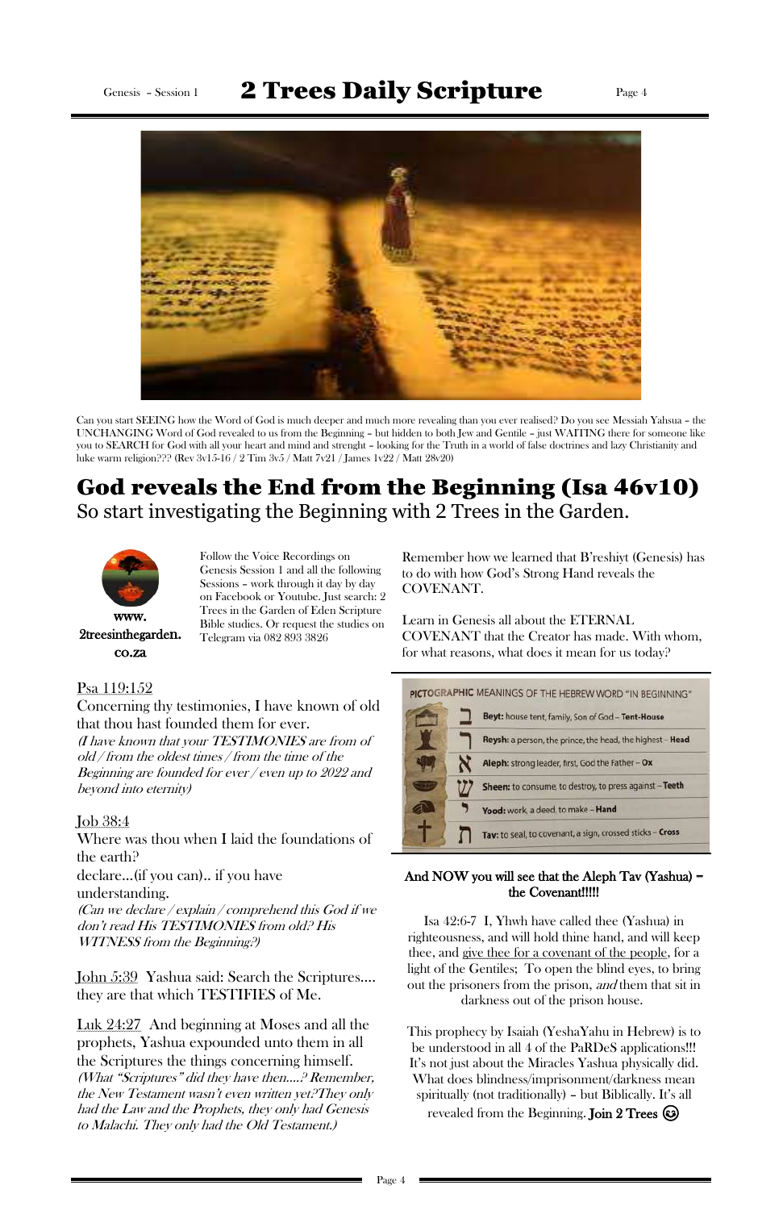Can you start SEEING how the Word of God is much deeper and much more revealing than you ever realised? Do you see Messiah Yahsua – the UNCHANGING Word of God revealed to us from the Beginning – but hidden to both Jew and Gentile – just WAITING there for someone like you to SEARCH for God with all your heart and mind and strenght – looking for the Truth in a world of false doctrines and lazy Christianity and luke warm religion??? (Rev 3v15-16 / 2 Tim 3v5 / Matt 7v21 / James 1v22 / Matt 28v20)

# God reveals the End from the Beginning (Isa 46v10)

So start investigating the Beginning with 2 Trees in the Garden.

**www. 2treesinthegarden. co.za**

Follow the Voice Recordings on Genesis Session 1 and all the following Sessions – work through it day by day on Facebook or Youtube. Just search: 2 Trees in the Garden of Eden Scripture Bible studies. Or request the studies on Telegram via 082 893 3826

Psa 119:152
Concerning thy testimonies, I have known of old that thou hast founded them for ever.
*(I have known that your TESTIMONIES are from of old / from the oldest times / from the time of the Beginning are founded for ever / even up to 2022 and beyond into eternity)*

Job 38:4
Where was thou when I laid the foundations of the earth?
declare…(if you can).. if you have understanding.
*(Can we declare / explain / comprehend this God if we don't read His TESTIMONIES from old? His WITNESS from the Beginning?)*

John 5:39 Yashua said: Search the Scriptures…. they are that which TESTIFIES of Me.

Luk 24:27 And beginning at Moses and all the prophets, Yashua expounded unto them in all the Scriptures the things concerning himself. *(What "Scriptures" did they have then….? Remember, the New Testament wasn't even written yet?They only had the Law and the Prophets, they only had Genesis to Malachi. They only had the Old Testament.)*

Remember how we learned that B'reshiyt (Genesis) has to do with how God's Strong Hand reveals the COVENANT.

Learn in Genesis all about the ETERNAL COVENANT that the Creator has made. With whom, for what reasons, what does it mean for us today?

PICTOGRAPHIC MEANINGS OF THE HEBREW WORD "IN BEGINNING"

| | | |
|---|---|---|
| | ב | **Beyt:** house tent, family, Son of God – **Tent-House** |
| | ר | **Reysh:** a person, the prince, the head, the highest – **Head** |
| | א | **Aleph:** strong leader, first, God the Father – **Ox** |
| | ש | **Sheen:** to consume, to destroy, to press against – **Teeth** |
| | י | **Yood:** work, a deed, to make – **Hand** |
| | ת | **Tav:** to seal, to covenant, a sign, crossed sticks – **Cross** |

**And NOW you will see that the Aleph Tav (Yashua) = the Covenant!!!!!**

Isa 42:6-7 I, Yhwh have called thee (Yashua) in righteousness, and will hold thine hand, and will keep thee, and give thee for a covenant of the people, for a light of the Gentiles; To open the blind eyes, to bring out the prisoners from the prison, *and* them that sit in darkness out of the prison house.

This prophecy by Isaiah (YeshaYahu in Hebrew) is to be understood in all 4 of the PaRDeS applications!!! It's not just about the Miracles Yashua physically did. What does blindness/imprisonment/darkness mean spiritually (not traditionally) – but Biblically. It's all revealed from the Beginning. **Join 2 Trees** 😉